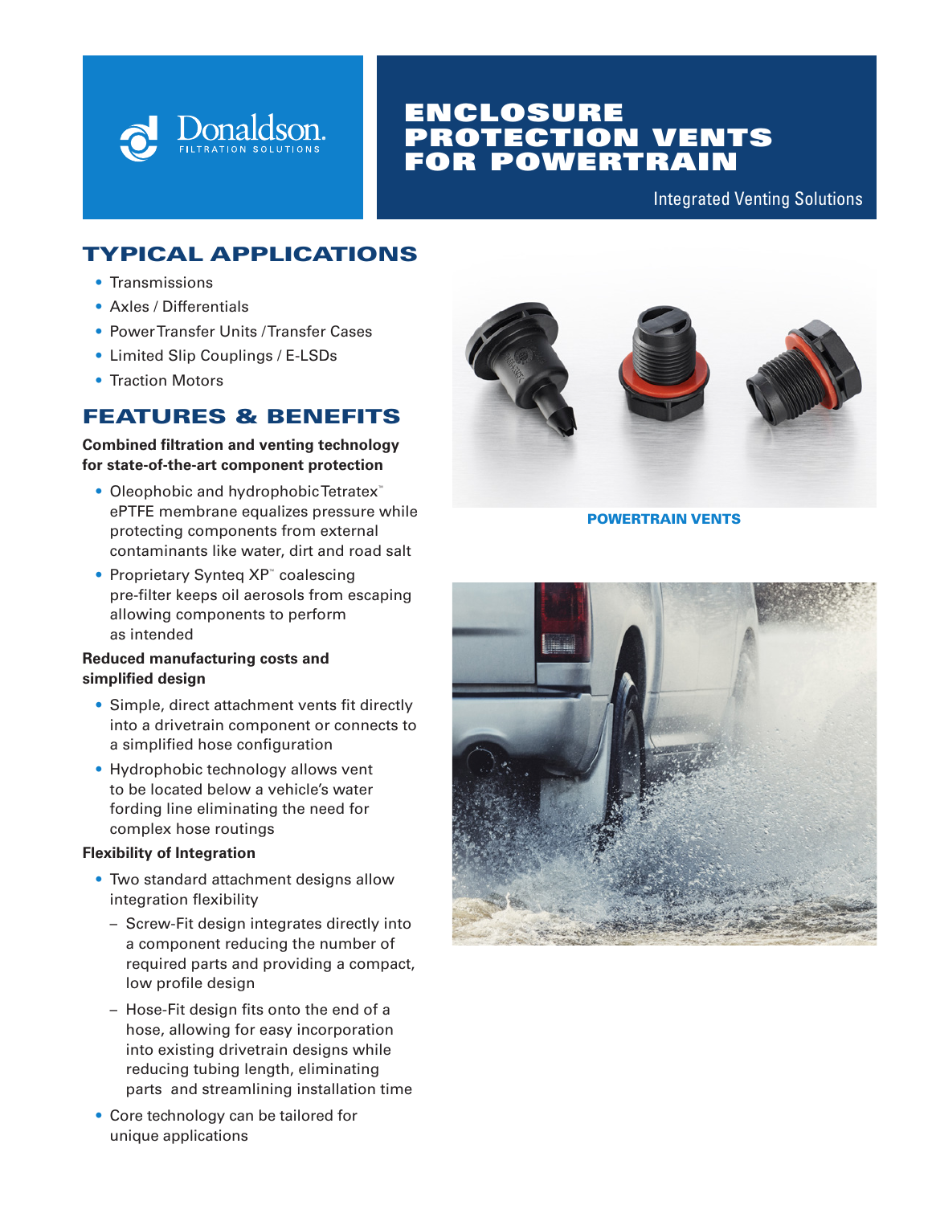Donaldson.
FILTRATION SOLUTIONS

# ENCLOSURE PROTECTION VENTS FOR POWERTRAIN

Integrated Venting Solutions

## TYPICAL APPLICATIONS

- Transmissions
- Axles / Differentials
- Power Transfer Units / Transfer Cases
- Limited Slip Couplings / E-LSDs
- Traction Motors

## FEATURES & BENEFITS

**Combined filtration and venting technology for state-of-the-art component protection**

- Oleophobic and hydrophobic Tetratex™ ePTFE membrane equalizes pressure while protecting components from external contaminants like water, dirt and road salt
- Proprietary Synteq XP™ coalescing pre-filter keeps oil aerosols from escaping allowing components to perform as intended

**Reduced manufacturing costs and simplified design**

- Simple, direct attachment vents fit directly into a drivetrain component or connects to a simplified hose configuration
- Hydrophobic technology allows vent to be located below a vehicle's water fording line eliminating the need for complex hose routings

**Flexibility of Integration**

- Two standard attachment designs allow integration flexibility
  - Screw-Fit design integrates directly into a component reducing the number of required parts and providing a compact, low profile design
  - Hose-Fit design fits onto the end of a hose, allowing for easy incorporation into existing drivetrain designs while reducing tubing length, eliminating parts and streamlining installation time
- Core technology can be tailored for unique applications

POWERTRAIN VENTS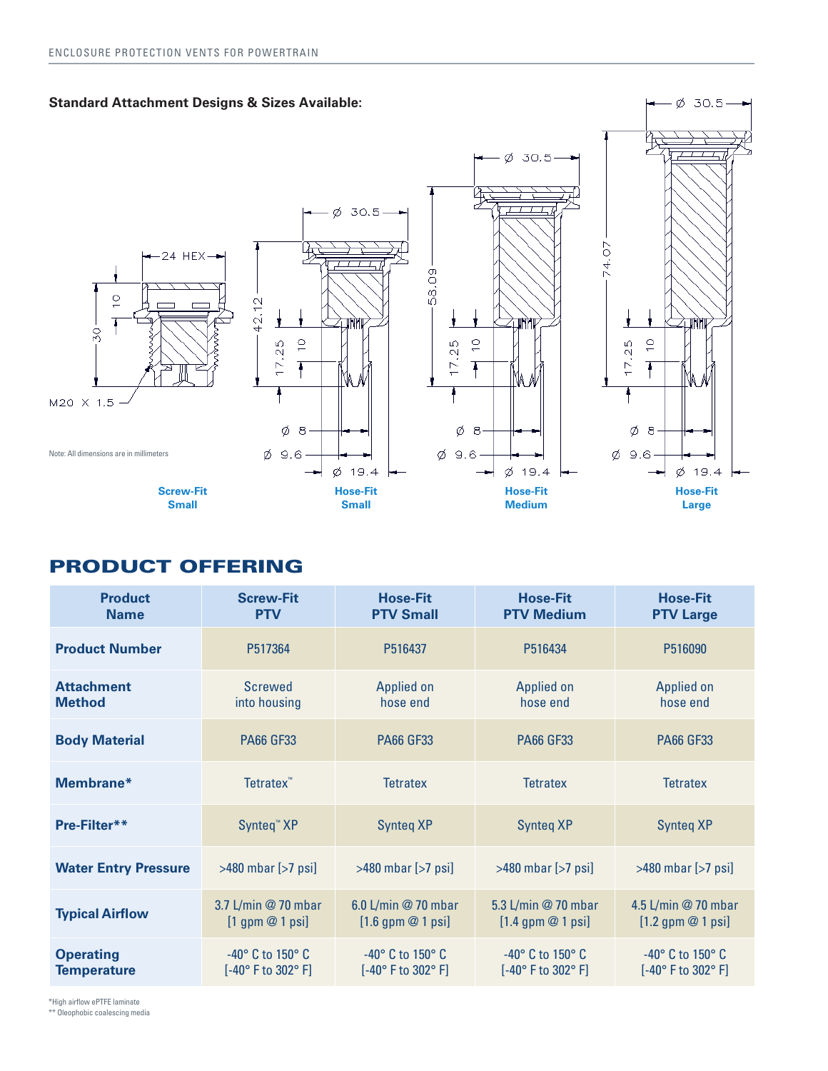**Standard Attachment Designs & Sizes Available:**

Note: All dimensions are in millimeters

**Screw-Fit Small** | **Hose-Fit Small** | **Hose-Fit Medium** | **Hose-Fit Large**

## PRODUCT OFFERING

| Product Name | Screw-Fit PTV | Hose-Fit PTV Small | Hose-Fit PTV Medium | Hose-Fit PTV Large |
|---|---|---|---|---|
| **Product Number** | P517364 | P516437 | P516434 | P516090 |
| **Attachment Method** | Screwed into housing | Applied on hose end | Applied on hose end | Applied on hose end |
| **Body Material** | PA66 GF33 | PA66 GF33 | PA66 GF33 | PA66 GF33 |
| **Membrane*** | Tetratex™ | Tetratex | Tetratex | Tetratex |
| **Pre-Filter**** | Synteq™ XP | Synteq XP | Synteq XP | Synteq XP |
| **Water Entry Pressure** | >480 mbar [>7 psi] | >480 mbar [>7 psi] | >480 mbar [>7 psi] | >480 mbar [>7 psi] |
| **Typical Airflow** | 3.7 L/min @ 70 mbar [1 gpm @ 1 psi] | 6.0 L/min @ 70 mbar [1.6 gpm @ 1 psi] | 5.3 L/min @ 70 mbar [1.4 gpm @ 1 psi] | 4.5 L/min @ 70 mbar [1.2 gpm @ 1 psi] |
| **Operating Temperature** | -40° C to 150° C [-40° F to 302° F] | -40° C to 150° C [-40° F to 302° F] | -40° C to 150° C [-40° F to 302° F] | -40° C to 150° C [-40° F to 302° F] |

*High airflow ePTFE laminate

** Oleophobic coalescing media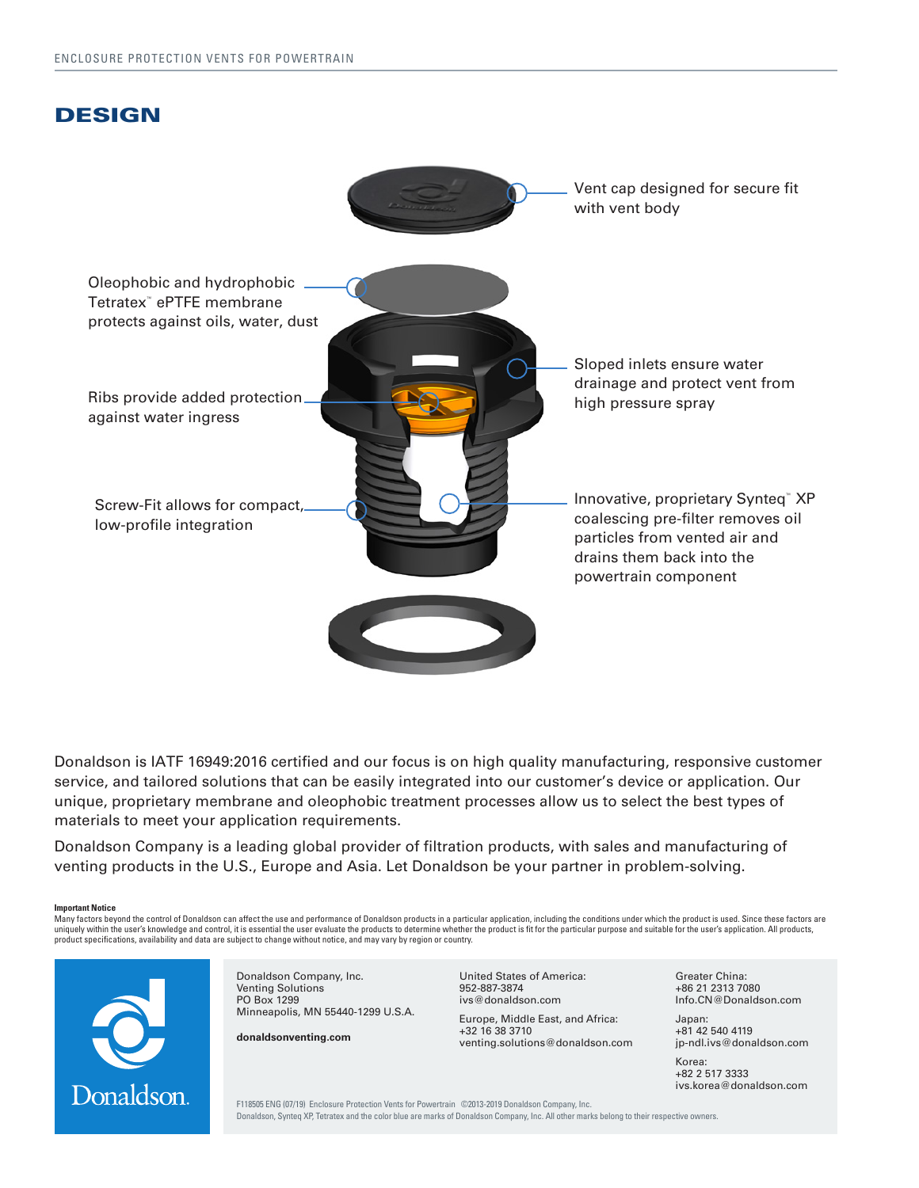## DESIGN

Vent cap designed for secure fit with vent body

Oleophobic and hydrophobic Tetratex™ ePTFE membrane protects against oils, water, dust

Sloped inlets ensure water drainage and protect vent from high pressure spray

Ribs provide added protection against water ingress

Screw-Fit allows for compact, low-profile integration

Innovative, proprietary Synteq™ XP coalescing pre-filter removes oil particles from vented air and drains them back into the powertrain component

Donaldson is IATF 16949:2016 certified and our focus is on high quality manufacturing, responsive customer service, and tailored solutions that can be easily integrated into our customer's device or application. Our unique, proprietary membrane and oleophobic treatment processes allow us to select the best types of materials to meet your application requirements.

Donaldson Company is a leading global provider of filtration products, with sales and manufacturing of venting products in the U.S., Europe and Asia. Let Donaldson be your partner in problem-solving.

**Important Notice**
Many factors beyond the control of Donaldson can affect the use and performance of Donaldson products in a particular application, including the conditions under which the product is used. Since these factors are uniquely within the user's knowledge and control, it is essential the user evaluate the products to determine whether the product is fit for the particular purpose and suitable for the user's application. All products, product specifications, availability and data are subject to change without notice, and may vary by region or country.

Donaldson.

Donaldson Company, Inc.
Venting Solutions
PO Box 1299
Minneapolis, MN 55440-1299 U.S.A.

**donaldsonventing.com**

United States of America:
952-887-3874
ivs@donaldson.com

Europe, Middle East, and Africa:
+32 16 38 3710
venting.solutions@donaldson.com

Greater China:
+86 21 2313 7080
Info.CN@Donaldson.com

Japan:
+81 42 540 4119
jp-ndl.ivs@donaldson.com

Korea:
+82 2 517 3333
ivs.korea@donaldson.com

F118505 ENG (07/19) Enclosure Protection Vents for Powertrain ©2013-2019 Donaldson Company, Inc.
Donaldson, Synteq XP, Tetratex and the color blue are marks of Donaldson Company, Inc. All other marks belong to their respective owners.